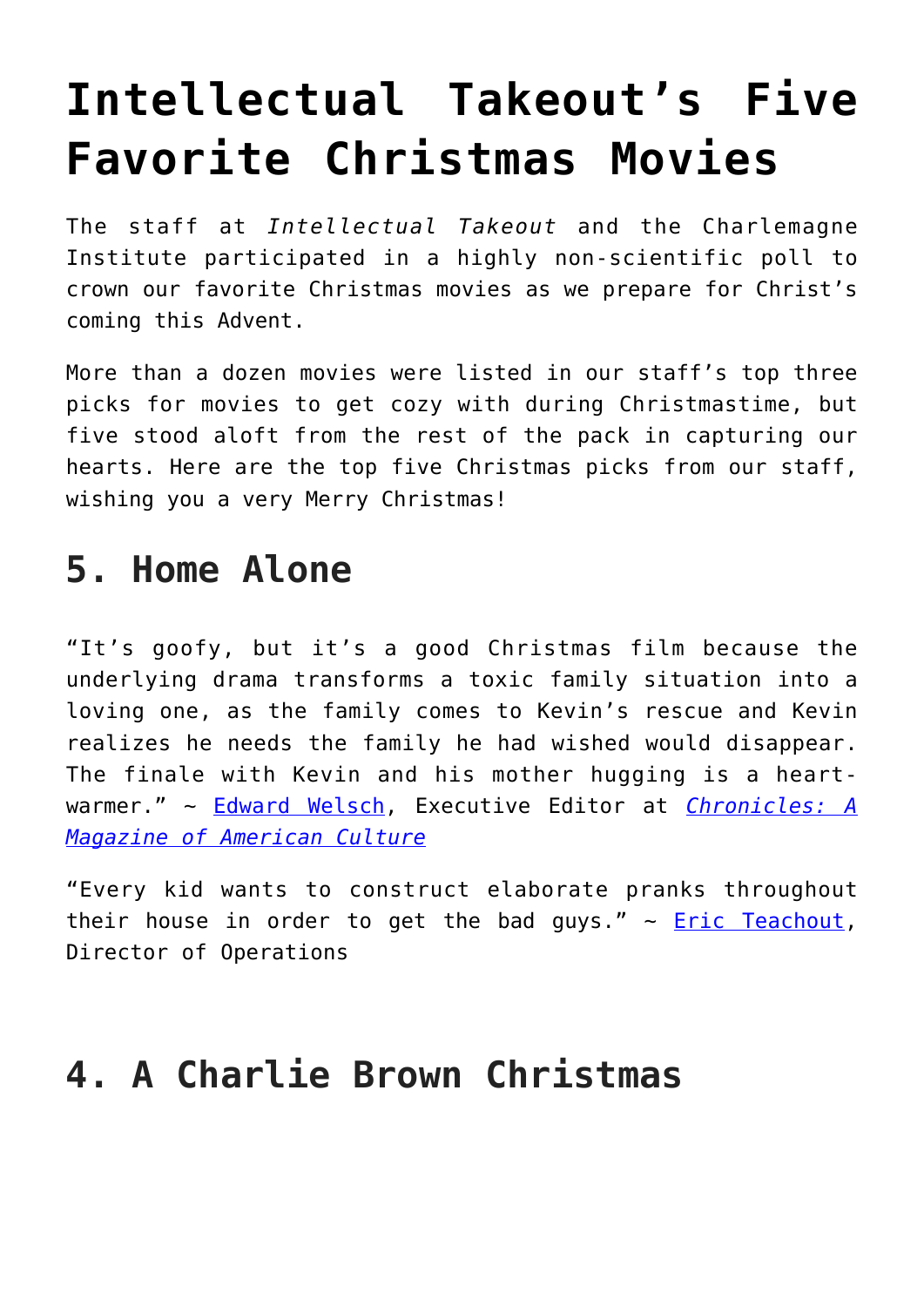# Intellectual Takeout's Five Favorite Christmas Movies

The staff at *Intellectual Takeout* and the Charlemagne Institute participated in a highly non-scientific poll to crown our favorite Christmas movies as we prepare for Christ's coming this Advent.

More than a dozen movies were listed in our staff's top three picks for movies to get cozy with during Christmastime, but five stood aloft from the rest of the pack in capturing our hearts. Here are the top five Christmas picks from our staff, wishing you a very Merry Christmas!

## 5. Home Alone

"It's goofy, but it's a good Christmas film because the underlying drama transforms a toxic family situation into a loving one, as the family comes to Kevin's rescue and Kevin realizes he needs the family he had wished would disappear. The finale with Kevin and his mother hugging is a heart-warmer." ~ Edward Welsch, Executive Editor at *Chronicles: A Magazine of American Culture*

"Every kid wants to construct elaborate pranks throughout their house in order to get the bad guys." ~ Eric Teachout, Director of Operations

## 4. A Charlie Brown Christmas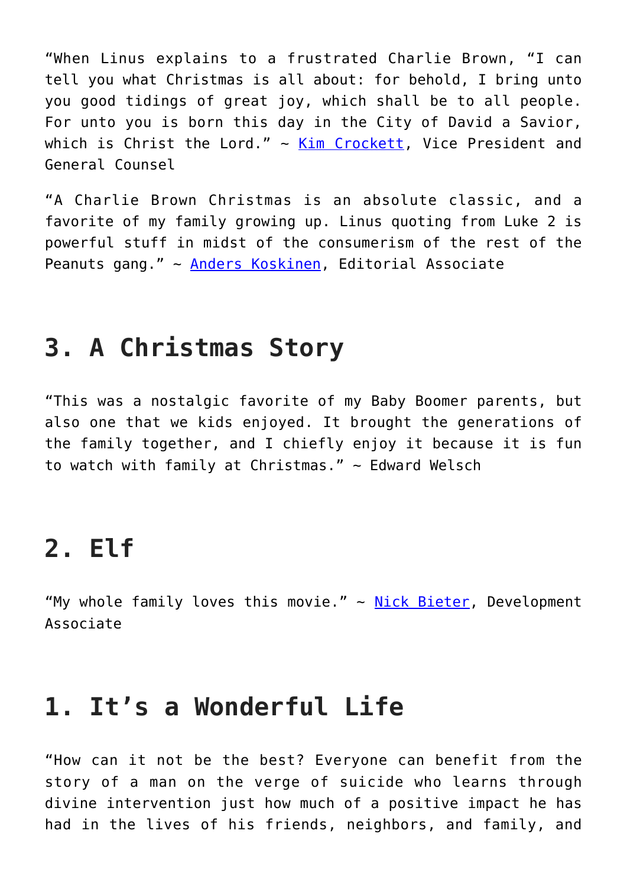"When Linus explains to a frustrated Charlie Brown, "I can tell you what Christmas is all about: for behold, I bring unto you good tidings of great joy, which shall be to all people. For unto you is born this day in the City of David a Savior, which is Christ the Lord." ~ [Kim Crockett](), Vice President and General Counsel

"A Charlie Brown Christmas is an absolute classic, and a favorite of my family growing up. Linus quoting from Luke 2 is powerful stuff in midst of the consumerism of the rest of the Peanuts gang." ~ [Anders Koskinen](), Editorial Associate

## 3. A Christmas Story

"This was a nostalgic favorite of my Baby Boomer parents, but also one that we kids enjoyed. It brought the generations of the family together, and I chiefly enjoy it because it is fun to watch with family at Christmas." ~ Edward Welsch

## 2. Elf

"My whole family loves this movie." ~ [Nick Bieter](), Development Associate

## 1. It's a Wonderful Life

"How can it not be the best? Everyone can benefit from the story of a man on the verge of suicide who learns through divine intervention just how much of a positive impact he has had in the lives of his friends, neighbors, and family, and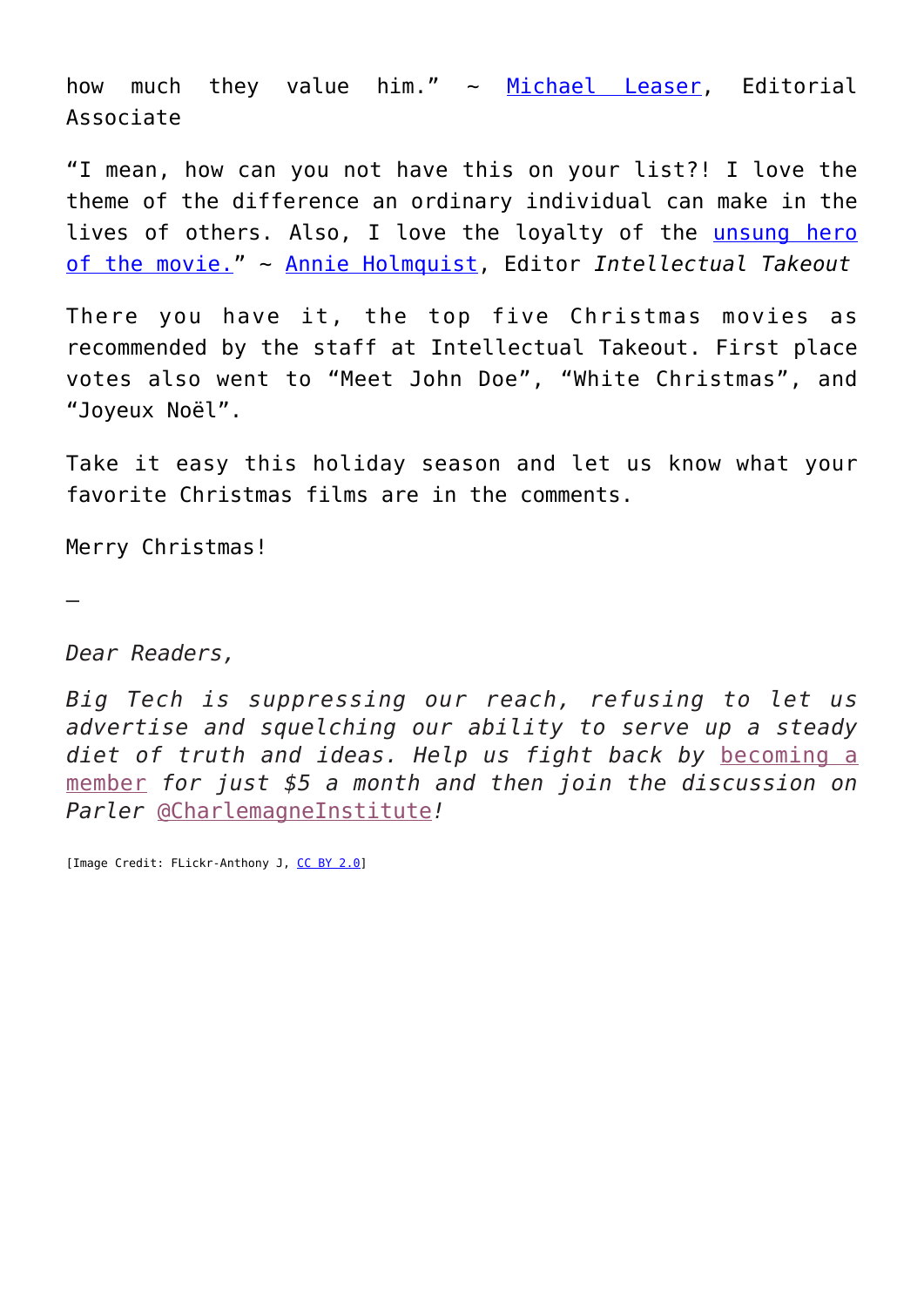how much they value him." ~ Michael Leaser, Editorial Associate

"I mean, how can you not have this on your list?! I love the theme of the difference an ordinary individual can make in the lives of others. Also, I love the loyalty of the unsung hero of the movie." ~ Annie Holmquist, Editor *Intellectual Takeout*

There you have it, the top five Christmas movies as recommended by the staff at Intellectual Takeout. First place votes also went to "Meet John Doe", "White Christmas", and "Joyeux Noël".

Take it easy this holiday season and let us know what your favorite Christmas films are in the comments.

Merry Christmas!

—

*Dear Readers,*

*Big Tech is suppressing our reach, refusing to let us advertise and squelching our ability to serve up a steady diet of truth and ideas. Help us fight back by becoming a member for just $5 a month and then join the discussion on Parler @CharlemagneInstitute!*

[Image Credit: FLickr-Anthony J, CC BY 2.0]